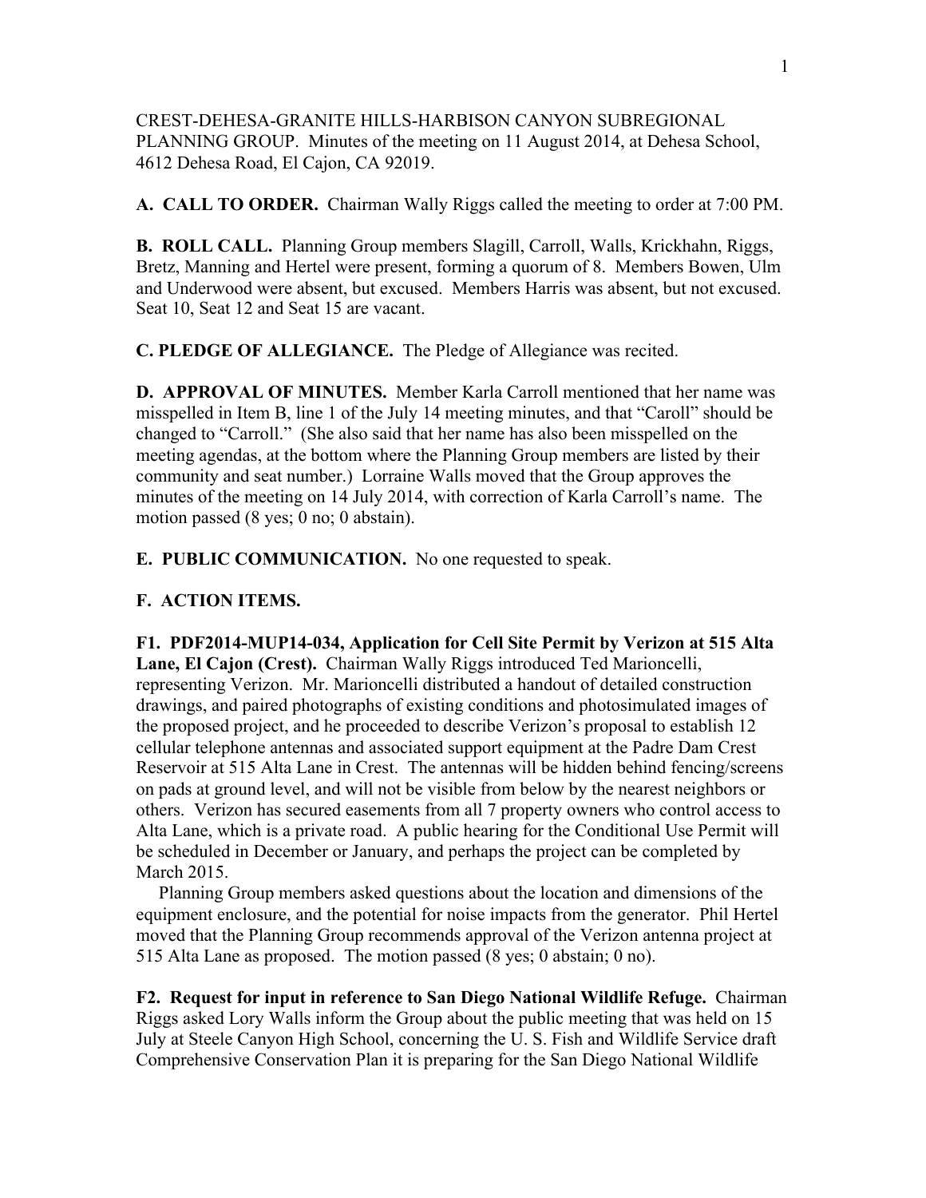CREST-DEHESA-GRANITE HILLS-HARBISON CANYON SUBREGIONAL PLANNING GROUP. Minutes of the meeting on 11 August 2014, at Dehesa School, 4612 Dehesa Road, El Cajon, CA 92019.

**A. CALL TO ORDER.** Chairman Wally Riggs called the meeting to order at 7:00 PM.

**B. ROLL CALL.** Planning Group members Slagill, Carroll, Walls, Krickhahn, Riggs, Bretz, Manning and Hertel were present, forming a quorum of 8. Members Bowen, Ulm and Underwood were absent, but excused. Members Harris was absent, but not excused. Seat 10, Seat 12 and Seat 15 are vacant.

**C. PLEDGE OF ALLEGIANCE.** The Pledge of Allegiance was recited.

**D. APPROVAL OF MINUTES.** Member Karla Carroll mentioned that her name was misspelled in Item B, line 1 of the July 14 meeting minutes, and that "Caroll" should be changed to "Carroll." (She also said that her name has also been misspelled on the meeting agendas, at the bottom where the Planning Group members are listed by their community and seat number.) Lorraine Walls moved that the Group approves the minutes of the meeting on 14 July 2014, with correction of Karla Carroll's name. The motion passed (8 yes; 0 no; 0 abstain).

**E. PUBLIC COMMUNICATION.** No one requested to speak.

**F. ACTION ITEMS.**

**F1. PDF2014-MUP14-034, Application for Cell Site Permit by Verizon at 515 Alta Lane, El Cajon (Crest).** Chairman Wally Riggs introduced Ted Marioncelli, representing Verizon. Mr. Marioncelli distributed a handout of detailed construction drawings, and paired photographs of existing conditions and photosimulated images of the proposed project, and he proceeded to describe Verizon's proposal to establish 12 cellular telephone antennas and associated support equipment at the Padre Dam Crest Reservoir at 515 Alta Lane in Crest. The antennas will be hidden behind fencing/screens on pads at ground level, and will not be visible from below by the nearest neighbors or others. Verizon has secured easements from all 7 property owners who control access to Alta Lane, which is a private road. A public hearing for the Conditional Use Permit will be scheduled in December or January, and perhaps the project can be completed by March 2015.

Planning Group members asked questions about the location and dimensions of the equipment enclosure, and the potential for noise impacts from the generator. Phil Hertel moved that the Planning Group recommends approval of the Verizon antenna project at 515 Alta Lane as proposed. The motion passed (8 yes; 0 abstain; 0 no).

**F2. Request for input in reference to San Diego National Wildlife Refuge.** Chairman Riggs asked Lory Walls inform the Group about the public meeting that was held on 15 July at Steele Canyon High School, concerning the U. S. Fish and Wildlife Service draft Comprehensive Conservation Plan it is preparing for the San Diego National Wildlife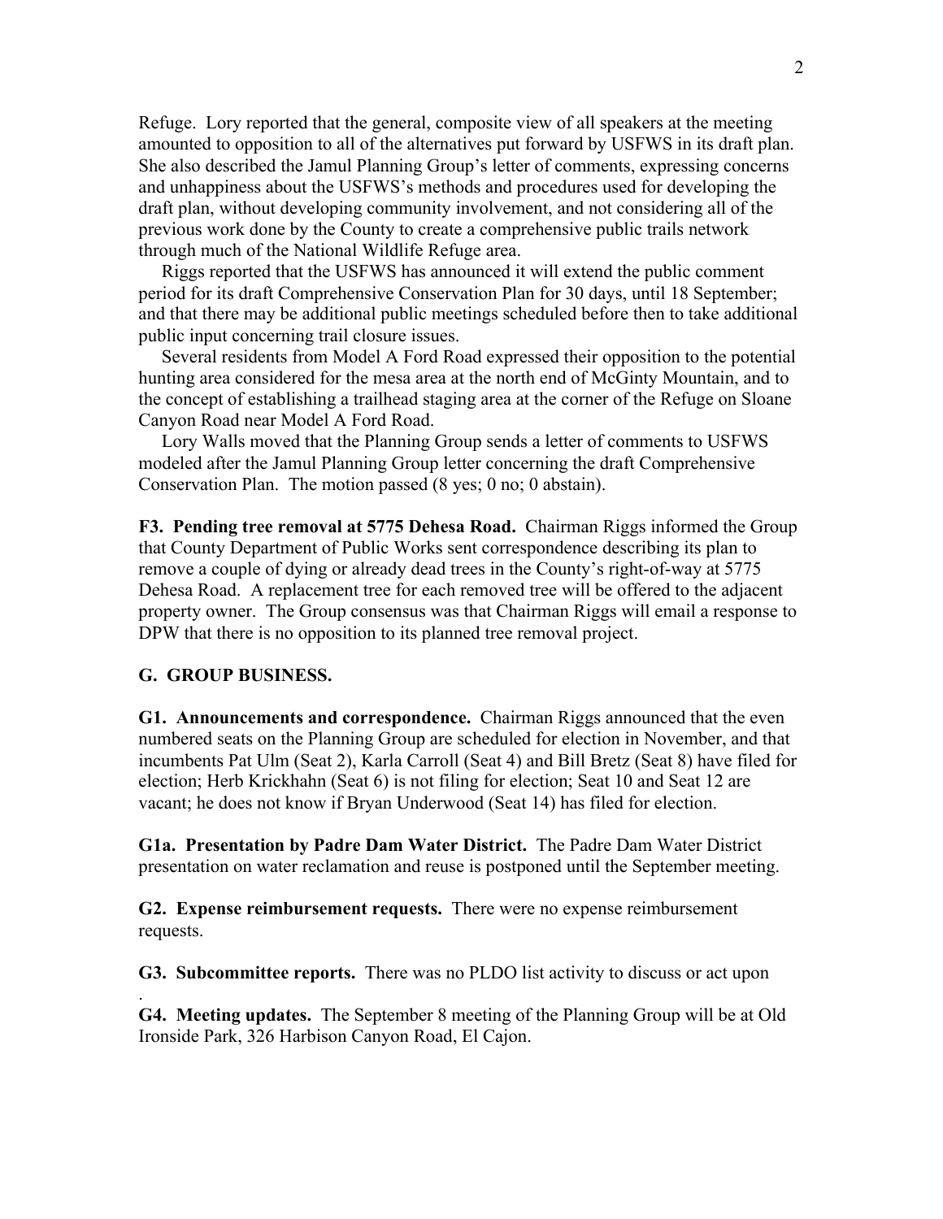Refuge. Lory reported that the general, composite view of all speakers at the meeting amounted to opposition to all of the alternatives put forward by USFWS in its draft plan. She also described the Jamul Planning Group's letter of comments, expressing concerns and unhappiness about the USFWS's methods and procedures used for developing the draft plan, without developing community involvement, and not considering all of the previous work done by the County to create a comprehensive public trails network through much of the National Wildlife Refuge area.

Riggs reported that the USFWS has announced it will extend the public comment period for its draft Comprehensive Conservation Plan for 30 days, until 18 September; and that there may be additional public meetings scheduled before then to take additional public input concerning trail closure issues.

Several residents from Model A Ford Road expressed their opposition to the potential hunting area considered for the mesa area at the north end of McGinty Mountain, and to the concept of establishing a trailhead staging area at the corner of the Refuge on Sloane Canyon Road near Model A Ford Road.

Lory Walls moved that the Planning Group sends a letter of comments to USFWS modeled after the Jamul Planning Group letter concerning the draft Comprehensive Conservation Plan. The motion passed (8 yes; 0 no; 0 abstain).

**F3. Pending tree removal at 5775 Dehesa Road.** Chairman Riggs informed the Group that County Department of Public Works sent correspondence describing its plan to remove a couple of dying or already dead trees in the County's right-of-way at 5775 Dehesa Road. A replacement tree for each removed tree will be offered to the adjacent property owner. The Group consensus was that Chairman Riggs will email a response to DPW that there is no opposition to its planned tree removal project.

**G. GROUP BUSINESS.**

**G1. Announcements and correspondence.** Chairman Riggs announced that the even numbered seats on the Planning Group are scheduled for election in November, and that incumbents Pat Ulm (Seat 2), Karla Carroll (Seat 4) and Bill Bretz (Seat 8) have filed for election; Herb Krickhahn (Seat 6) is not filing for election; Seat 10 and Seat 12 are vacant; he does not know if Bryan Underwood (Seat 14) has filed for election.

**G1a. Presentation by Padre Dam Water District.** The Padre Dam Water District presentation on water reclamation and reuse is postponed until the September meeting.

**G2. Expense reimbursement requests.** There were no expense reimbursement requests.

**G3. Subcommittee reports.** There was no PLDO list activity to discuss or act upon

.

**G4. Meeting updates.** The September 8 meeting of the Planning Group will be at Old Ironside Park, 326 Harbison Canyon Road, El Cajon.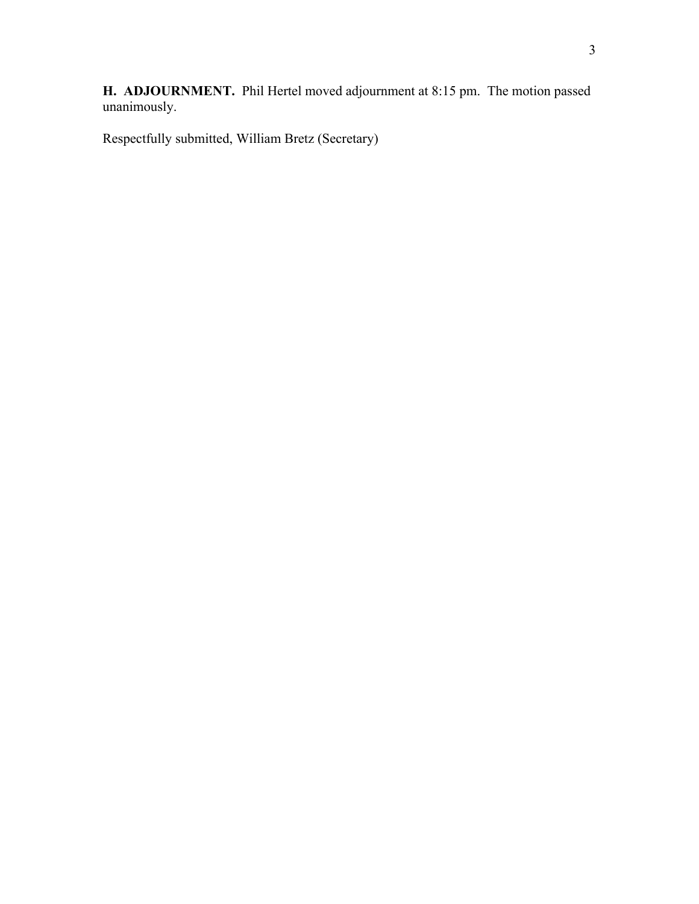**H. ADJOURNMENT.** Phil Hertel moved adjournment at 8:15 pm. The motion passed unanimously.

Respectfully submitted, William Bretz (Secretary)